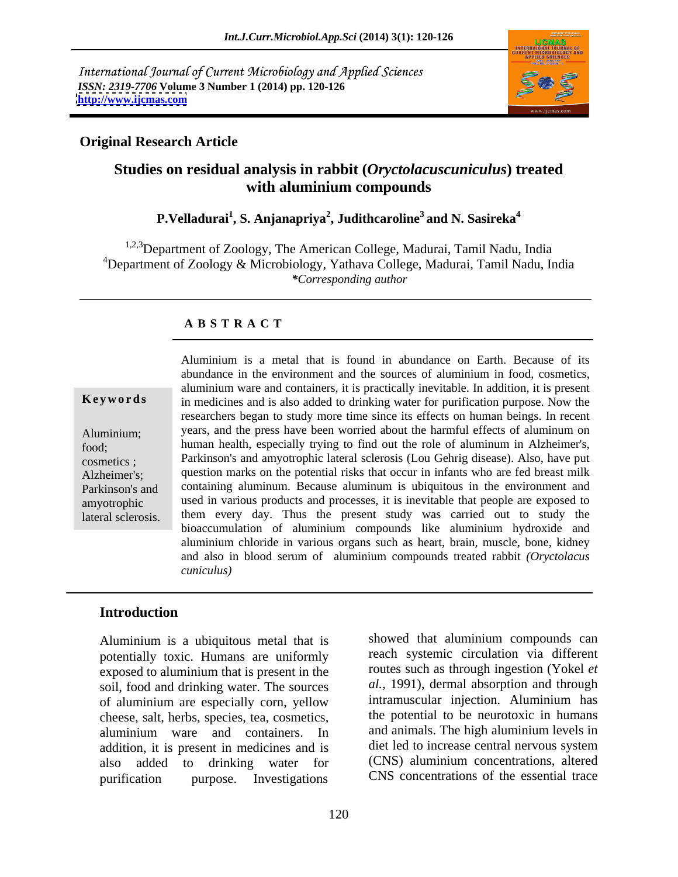International Journal of Current Microbiology and Applied Sciences
*ISSN: 2319-7706* **Volume 3 Number 1 (2014) pp. 120-126**
**http://www.ijcmas.com**

**Original Research Article**

# Studies on residual analysis in rabbit (*Oryctolacuscuniculus*) treated with aluminium compounds

**P.Velladurai[1], S. Anjanapriya[2], Judithcaroline[3] and N. Sasireka[4]**

[1,2,3]Department of Zoology, The American College, Madurai, Tamil Nadu, India
[4]Department of Zoology & Microbiology, Yathava College, Madurai, Tamil Nadu, India
*\*Corresponding author*

## A B S T R A C T

**Keywords**

Aluminium; food; cosmetics ; Alzheimer's; Parkinson's and amyotrophic lateral sclerosis.

Aluminium is a metal that is found in abundance on Earth. Because of its abundance in the environment and the sources of aluminium in food, cosmetics, aluminium ware and containers, it is practically inevitable. In addition, it is present in medicines and is also added to drinking water for purification purpose. Now the researchers began to study more time since its effects on human beings. In recent years, and the press have been worried about the harmful effects of aluminum on human health, especially trying to find out the role of aluminum in Alzheimer's, Parkinson's and amyotrophic lateral sclerosis (Lou Gehrig disease). Also, have put question marks on the potential risks that occur in infants who are fed breast milk containing aluminum. Because aluminum is ubiquitous in the environment and used in various products and processes, it is inevitable that people are exposed to them every day. Thus the present study was carried out to study the bioaccumulation of aluminium compounds like aluminium hydroxide and aluminium chloride in various organs such as heart, brain, muscle, bone, kidney and also in blood serum of aluminium compounds treated rabbit *(Oryctolacus cuniculus)*

## Introduction

Aluminium is a ubiquitous metal that is potentially toxic. Humans are uniformly exposed to aluminium that is present in the soil, food and drinking water. The sources of aluminium are especially corn, yellow cheese, salt, herbs, species, tea, cosmetics, aluminium ware and containers. In addition, it is present in medicines and is also added to drinking water for purification purpose. Investigations showed that aluminium compounds can reach systemic circulation via different routes such as through ingestion (Yokel *et al.*, 1991), dermal absorption and through intramuscular injection. Aluminium has the potential to be neurotoxic in humans and animals. The high aluminium levels in diet led to increase central nervous system (CNS) aluminium concentrations, altered CNS concentrations of the essential trace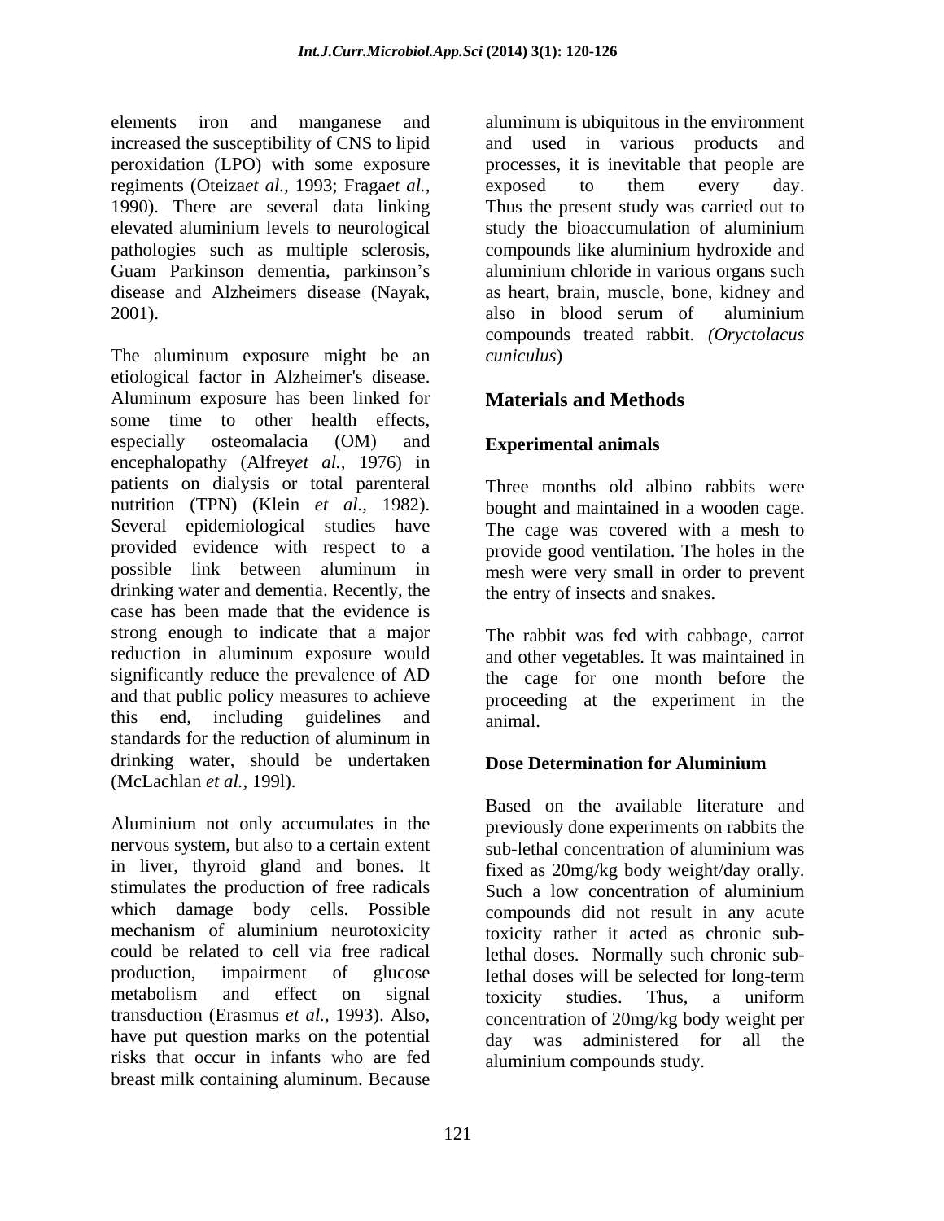elements iron and manganese and increased the susceptibility of CNS to lipid peroxidation (LPO) with some exposure regiments (Oteiza*et al.,* 1993; Fraga*et al.,* 1990). There are several data linking elevated aluminium levels to neurological pathologies such as multiple sclerosis, Guam Parkinson dementia, parkinson's disease and Alzheimers disease (Nayak, 2001).

The aluminum exposure might be an etiological factor in Alzheimer's disease. Aluminum exposure has been linked for some time to other health effects, especially osteomalacia (OM) and encephalopathy (Alfrey*et al.,* 1976) in patients on dialysis or total parenteral nutrition (TPN) (Klein *et al.,* 1982). Several epidemiological studies have provided evidence with respect to a possible link between aluminum in drinking water and dementia. Recently, the case has been made that the evidence is strong enough to indicate that a major reduction in aluminum exposure would significantly reduce the prevalence of AD and that public policy measures to achieve this end, including guidelines and standards for the reduction of aluminum in drinking water, should be undertaken (McLachlan *et al.,* 199l).

Aluminium not only accumulates in the nervous system, but also to a certain extent in liver, thyroid gland and bones. It stimulates the production of free radicals which damage body cells. Possible mechanism of aluminium neurotoxicity could be related to cell via free radical production, impairment of glucose metabolism and effect on signal transduction (Erasmus *et al.,* 1993). Also, have put question marks on the potential risks that occur in infants who are fed breast milk containing aluminum. Because aluminum is ubiquitous in the environment and used in various products and processes, it is inevitable that people are exposed to them every day. Thus the present study was carried out to study the bioaccumulation of aluminium compounds like aluminium hydroxide and aluminium chloride in various organs such as heart, brain, muscle, bone, kidney and also in blood serum of aluminium compounds treated rabbit. *(Oryctolacus cuniculus*)

## Materials and Methods

### Experimental animals

Three months old albino rabbits were bought and maintained in a wooden cage. The cage was covered with a mesh to provide good ventilation. The holes in the mesh were very small in order to prevent the entry of insects and snakes.

The rabbit was fed with cabbage, carrot and other vegetables. It was maintained in the cage for one month before the proceeding at the experiment in the animal.

### Dose Determination for Aluminium

Based on the available literature and previously done experiments on rabbits the sub-lethal concentration of aluminium was fixed as 20mg/kg body weight/day orally. Such a low concentration of aluminium compounds did not result in any acute toxicity rather it acted as chronic sub-lethal doses. Normally such chronic sub-lethal doses will be selected for long-term toxicity studies. Thus, a uniform concentration of 20mg/kg body weight per day was administered for all the aluminium compounds study.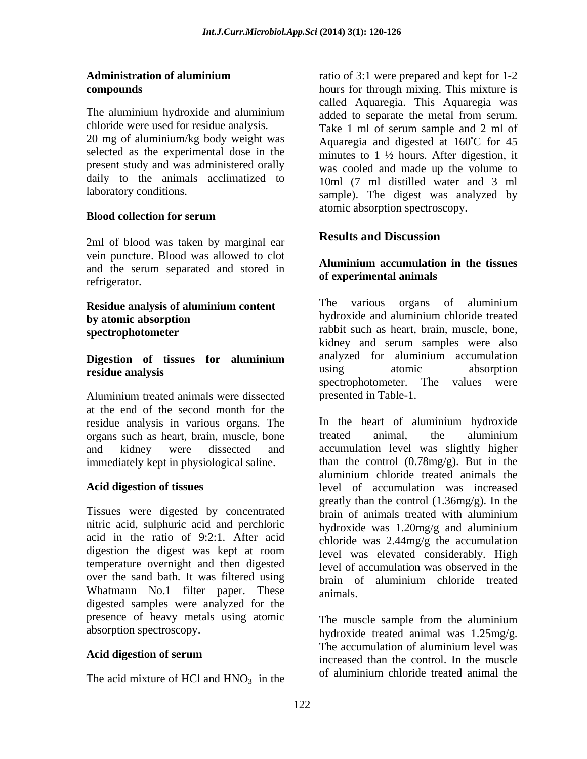## Administration of aluminium compounds

The aluminium hydroxide and aluminium chloride were used for residue analysis. 20 mg of aluminium/kg body weight was selected as the experimental dose in the present study and was administered orally daily to the animals acclimatized to laboratory conditions.

## Blood collection for serum

2ml of blood was taken by marginal ear vein puncture. Blood was allowed to clot and the serum separated and stored in refrigerator.

## Residue analysis of aluminium content by atomic absorption spectrophotometer

### Digestion of tissues for aluminium residue analysis

Aluminium treated animals were dissected at the end of the second month for the residue analysis in various organs. The organs such as heart, brain, muscle, bone and kidney were dissected and immediately kept in physiological saline.

### Acid digestion of tissues

Tissues were digested by concentrated nitric acid, sulphuric acid and perchloric acid in the ratio of 9:2:1. After acid digestion the digest was kept at room temperature overnight and then digested over the sand bath. It was filtered using Whatmann No.1 filter paper. These digested samples were analyzed for the presence of heavy metals using atomic absorption spectroscopy.

### Acid digestion of serum

The acid mixture of HCl and $HNO_3$ in the ratio of 3:1 were prepared and kept for 1-2 hours for through mixing. This mixture is called Aquaregia. This Aquaregia was added to separate the metal from serum. Take 1 ml of serum sample and 2 ml of Aquaregia and digested at 160°C for 45 minutes to 1 ½ hours. After digestion, it was cooled and made up the volume to 10ml (7 ml distilled water and 3 ml sample). The digest was analyzed by atomic absorption spectroscopy.

## Results and Discussion

### Aluminium accumulation in the tissues of experimental animals

The various organs of aluminium hydroxide and aluminium chloride treated rabbit such as heart, brain, muscle, bone, kidney and serum samples were also analyzed for aluminium accumulation using atomic absorption spectrophotometer. The values were presented in Table-1.

In the heart of aluminium hydroxide treated animal, the aluminium accumulation level was slightly higher than the control (0.78mg/g). But in the aluminium chloride treated animals the level of accumulation was increased greatly than the control (1.36mg/g). In the brain of animals treated with aluminium hydroxide was 1.20mg/g and aluminium chloride was 2.44mg/g the accumulation level was elevated considerably. High level of accumulation was observed in the brain of aluminium chloride treated animals.

The muscle sample from the aluminium hydroxide treated animal was 1.25mg/g. The accumulation of aluminium level was increased than the control. In the muscle of aluminium chloride treated animal the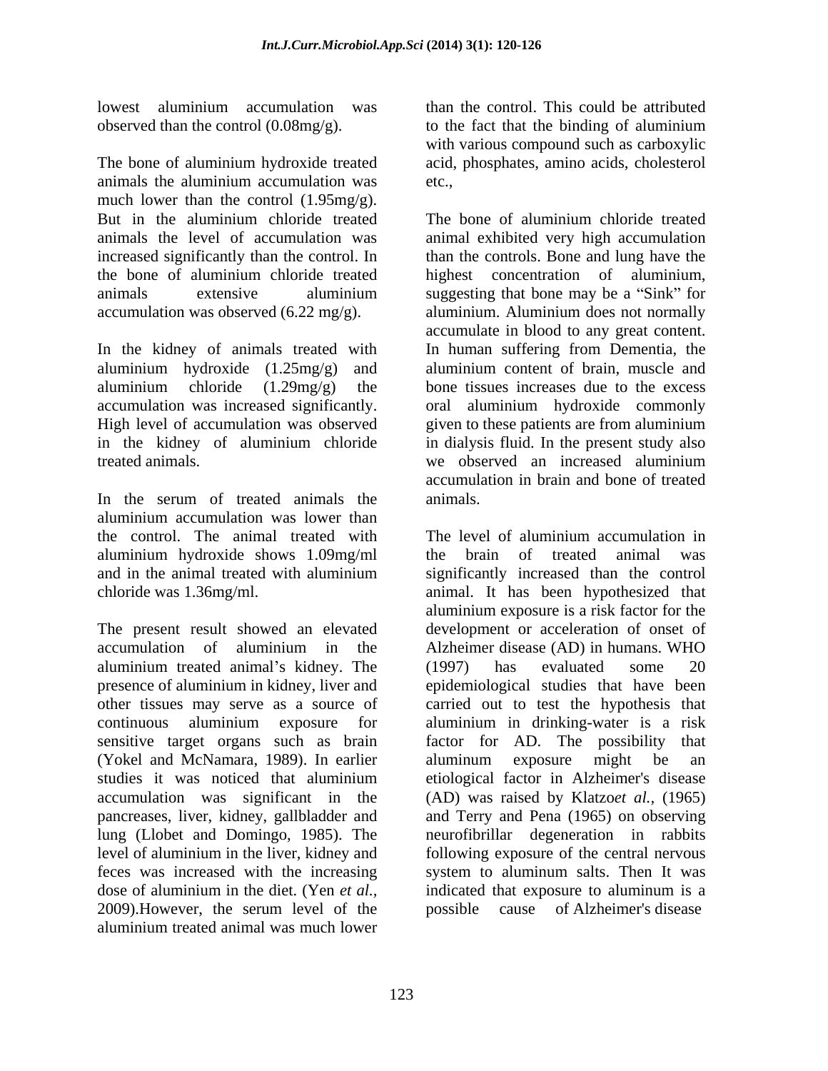lowest aluminium accumulation was observed than the control (0.08mg/g).

The bone of aluminium hydroxide treated animals the aluminium accumulation was much lower than the control (1.95mg/g). But in the aluminium chloride treated animals the level of accumulation was increased significantly than the control. In the bone of aluminium chloride treated animals extensive aluminium accumulation was observed (6.22 mg/g).

In the kidney of animals treated with aluminium hydroxide (1.25mg/g) and aluminium chloride (1.29mg/g) the accumulation was increased significantly. High level of accumulation was observed in the kidney of aluminium chloride treated animals.

In the serum of treated animals the aluminium accumulation was lower than the control. The animal treated with aluminium hydroxide shows 1.09mg/ml and in the animal treated with aluminium chloride was 1.36mg/ml.

The present result showed an elevated accumulation of aluminium in the aluminium treated animal's kidney. The presence of aluminium in kidney, liver and other tissues may serve as a source of continuous aluminium exposure for sensitive target organs such as brain (Yokel and McNamara, 1989). In earlier studies it was noticed that aluminium accumulation was significant in the pancreases, liver, kidney, gallbladder and lung (Llobet and Domingo, 1985). The level of aluminium in the liver, kidney and feces was increased with the increasing dose of aluminium in the diet. (Yen *et al.*, 2009).However, the serum level of the aluminium treated animal was much lower than the control. This could be attributed to the fact that the binding of aluminium with various compound such as carboxylic acid, phosphates, amino acids, cholesterol etc.,

The bone of aluminium chloride treated animal exhibited very high accumulation than the controls. Bone and lung have the highest concentration of aluminium, suggesting that bone may be a "Sink" for aluminium. Aluminium does not normally accumulate in blood to any great content. In human suffering from Dementia, the aluminium content of brain, muscle and bone tissues increases due to the excess oral aluminium hydroxide commonly given to these patients are from aluminium in dialysis fluid. In the present study also we observed an increased aluminium accumulation in brain and bone of treated animals.

The level of aluminium accumulation in the brain of treated animal was significantly increased than the control animal. It has been hypothesized that aluminium exposure is a risk factor for the development or acceleration of onset of Alzheimer disease (AD) in humans. WHO (1997) has evaluated some 20 epidemiological studies that have been carried out to test the hypothesis that aluminium in drinking-water is a risk factor for AD. The possibility that aluminum exposure might be an etiological factor in Alzheimer's disease (AD) was raised by Klatzo*et al.*, (1965) and Terry and Pena (1965) on observing neurofibrillar degeneration in rabbits following exposure of the central nervous system to aluminum salts. Then It was indicated that exposure to aluminum is a possible cause of Alzheimer's disease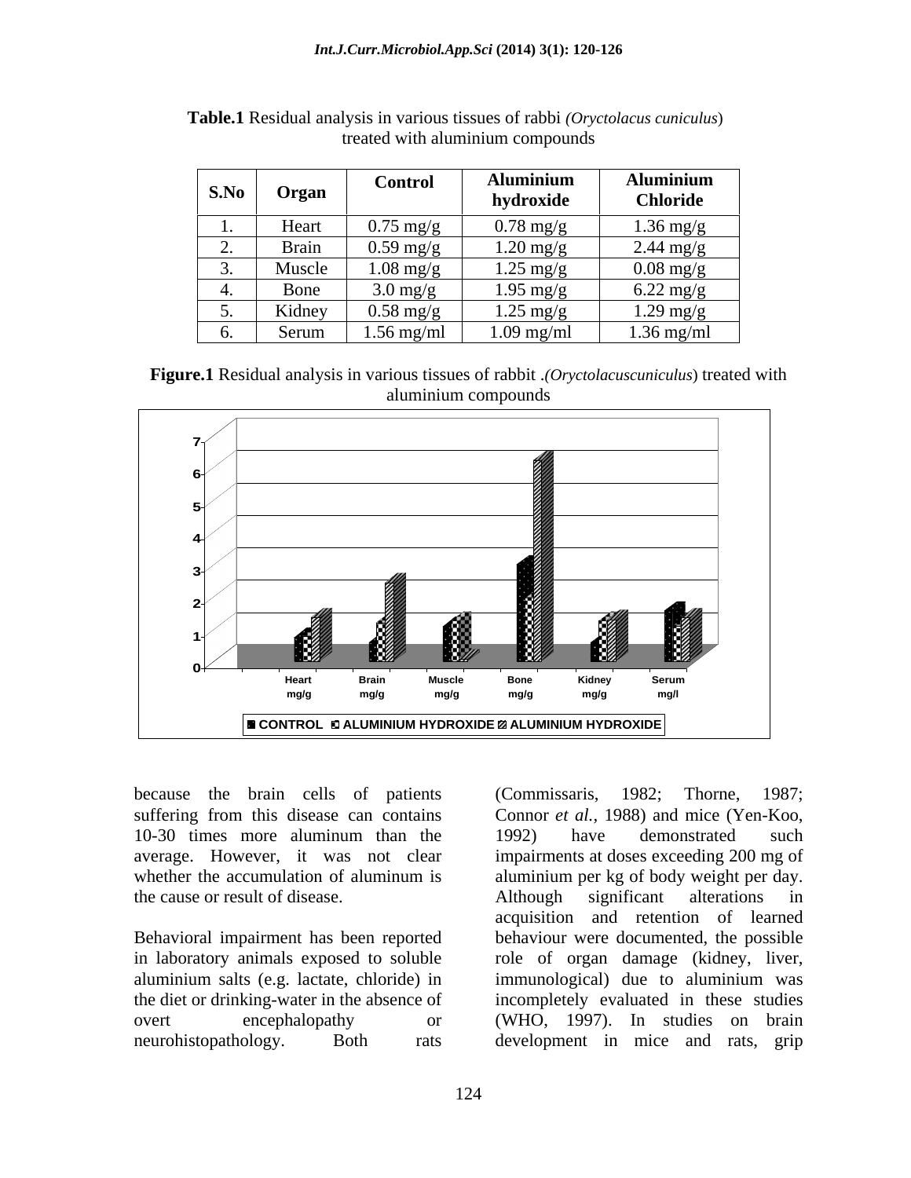**Table.1** Residual analysis in various tissues of rabbi *(Oryctolacus cuniculus*) treated with aluminium compounds

| S.No | Organ | Control | Aluminium hydroxide | Aluminium Chloride |
|---|---|---|---|---|
| 1. | Heart | 0.75 mg/g | 0.78 mg/g | 1.36 mg/g |
| 2. | Brain | 0.59 mg/g | 1.20 mg/g | 2.44 mg/g |
| 3. | Muscle | 1.08 mg/g | 1.25 mg/g | 0.08 mg/g |
| 4. | Bone | 3.0 mg/g | 1.95 mg/g | 6.22 mg/g |
| 5. | Kidney | 0.58 mg/g | 1.25 mg/g | 1.29 mg/g |
| 6. | Serum | 1.56 mg/ml | 1.09 mg/ml | 1.36 mg/ml |

**Figure.1** Residual analysis in various tissues of rabbit .*(Oryctolacuscuniculus*) treated with aluminium compounds

because the brain cells of patients suffering from this disease can contains 10-30 times more aluminum than the average. However, it was not clear whether the accumulation of aluminum is the cause or result of disease.

Behavioral impairment has been reported in laboratory animals exposed to soluble aluminium salts (e.g. lactate, chloride) in the diet or drinking-water in the absence of overt encephalopathy or neurohistopathology. Both rats (Commissaris, 1982; Thorne, 1987; Connor *et al.*, 1988) and mice (Yen-Koo, 1992) have demonstrated such impairments at doses exceeding 200 mg of aluminium per kg of body weight per day. Although significant alterations in acquisition and retention of learned behaviour were documented, the possible role of organ damage (kidney, liver, immunological) due to aluminium was incompletely evaluated in these studies (WHO, 1997). In studies on brain development in mice and rats, grip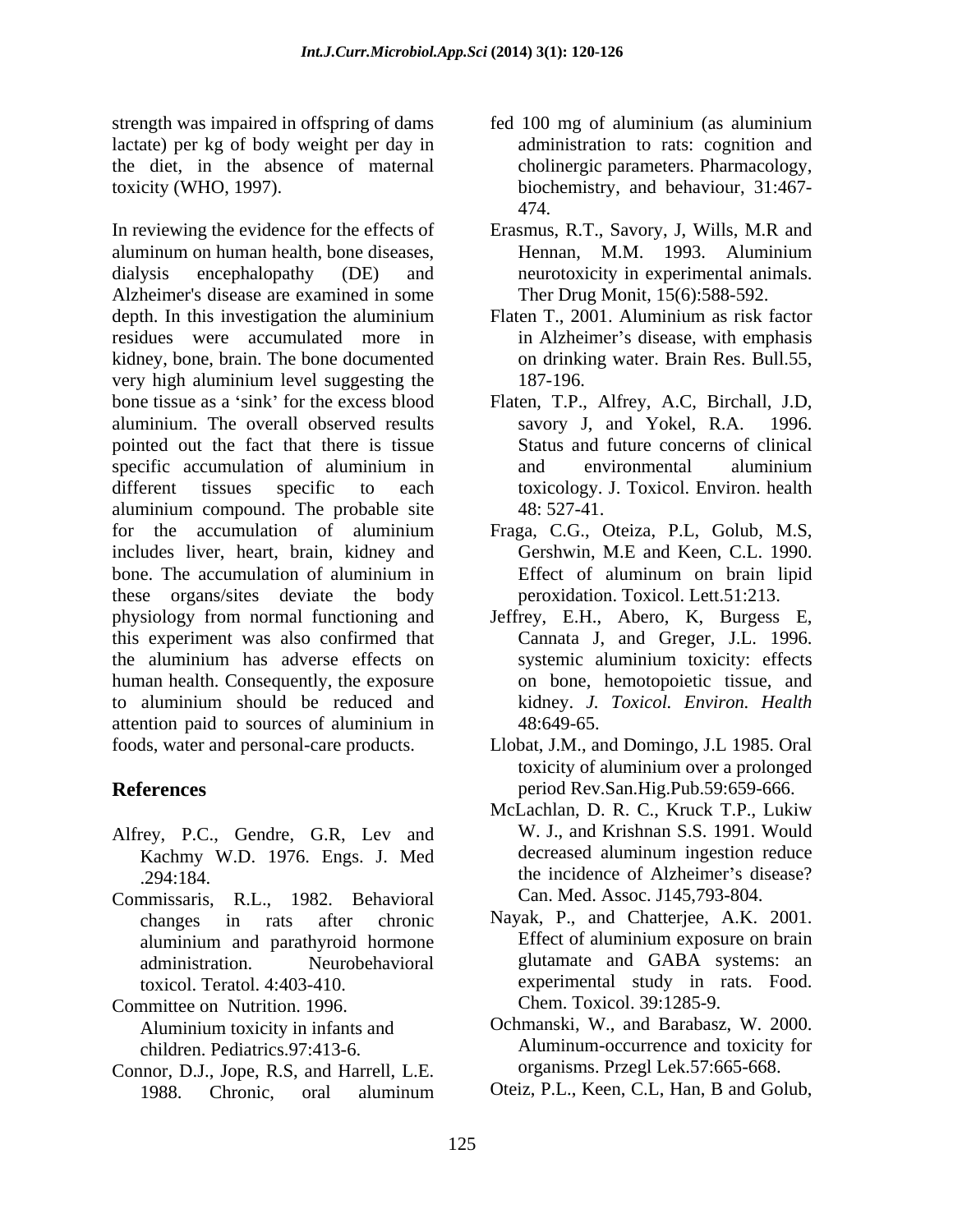strength was impaired in offspring of dams fed 100 mg of aluminium (as aluminium lactate) per kg of body weight per day in the diet, in the absence of maternal toxicity (WHO, 1997).

In reviewing the evidence for the effects of aluminum on human health, bone diseases, dialysis encephalopathy (DE) and Alzheimer's disease are examined in some depth. In this investigation the aluminium residues were accumulated more in kidney, bone, brain. The bone documented very high aluminium level suggesting the bone tissue as a 'sink' for the excess blood aluminium. The overall observed results pointed out the fact that there is tissue specific accumulation of aluminium in different tissues specific to each aluminium compound. The probable site for the accumulation of aluminium includes liver, heart, brain, kidney and bone. The accumulation of aluminium in these organs/sites deviate the body physiology from normal functioning and this experiment was also confirmed that the aluminium has adverse effects on human health. Consequently, the exposure to aluminium should be reduced and attention paid to sources of aluminium in foods, water and personal-care products.

## References

Alfrey, P.C., Gendre, G.R, Lev and Kachmy W.D. 1976. Engs. J. Med .294:184.

Commissaris, R.L., 1982. Behavioral changes in rats after chronic aluminium and parathyroid hormone administration. Neurobehavioral toxicol. Teratol. 4:403-410.

Committee on Nutrition. 1996. Aluminium toxicity in infants and children. Pediatrics.97:413-6.

Connor, D.J., Jope, R.S, and Harrell, L.E. 1988. Chronic, oral aluminum administration to rats: cognition and cholinergic parameters. Pharmacology, biochemistry, and behaviour, 31:467-474.

Erasmus, R.T., Savory, J, Wills, M.R and Hennan, M.M. 1993. Aluminium neurotoxicity in experimental animals. Ther Drug Monit, 15(6):588-592.

Flaten T., 2001. Aluminium as risk factor in Alzheimer's disease, with emphasis on drinking water. Brain Res. Bull.55, 187-196.

Flaten, T.P., Alfrey, A.C, Birchall, J.D, savory J, and Yokel, R.A. 1996. Status and future concerns of clinical and environmental aluminium toxicology. J. Toxicol. Environ. health 48: 527-41.

Fraga, C.G., Oteiza, P.L, Golub, M.S, Gershwin, M.E and Keen, C.L. 1990. Effect of aluminum on brain lipid peroxidation. Toxicol. Lett.51:213.

Jeffrey, E.H., Abero, K, Burgess E, Cannata J, and Greger, J.L. 1996. systemic aluminium toxicity: effects on bone, hemotopoietic tissue, and kidney. *J. Toxicol. Environ. Health* 48:649-65.

Llobat, J.M., and Domingo, J.L 1985. Oral toxicity of aluminium over a prolonged period Rev.San.Hig.Pub.59:659-666.

McLachlan, D. R. C., Kruck T.P., Lukiw W. J., and Krishnan S.S. 1991. Would decreased aluminum ingestion reduce the incidence of Alzheimer's disease? Can. Med. Assoc. J145,793-804.

Nayak, P., and Chatterjee, A.K. 2001. Effect of aluminium exposure on brain glutamate and GABA systems: an experimental study in rats. Food. Chem. Toxicol. 39:1285-9.

Ochmanski, W., and Barabasz, W. 2000. Aluminum-occurrence and toxicity for organisms. Przegl Lek.57:665-668.

Oteiz, P.L., Keen, C.L, Han, B and Golub,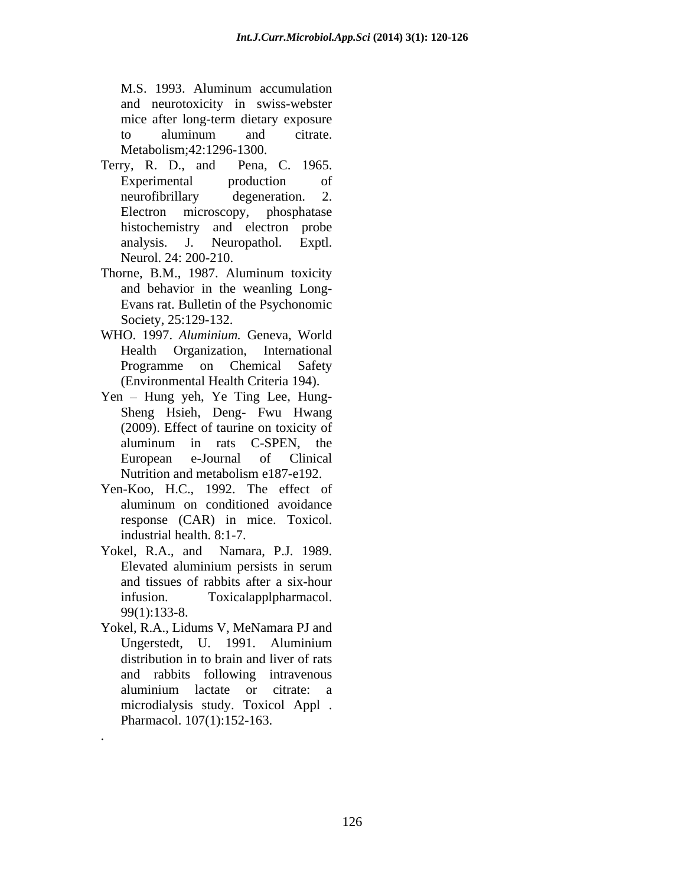M.S. 1993. Aluminum accumulation and neurotoxicity in swiss-webster mice after long-term dietary exposure to aluminum and citrate. Metabolism;42:1296-1300.

Terry, R. D., and Pena, C. 1965. Experimental production of neurofibrillary degeneration. 2. Electron microscopy, phosphatase histochemistry and electron probe analysis. J. Neuropathol. Exptl. Neurol. 24: 200-210.

Thorne, B.M., 1987. Aluminum toxicity and behavior in the weanling Long-Evans rat. Bulletin of the Psychonomic Society, 25:129-132.

WHO. 1997. *Aluminium.* Geneva, World Health Organization, International Programme on Chemical Safety (Environmental Health Criteria 194).

Yen – Hung yeh, Ye Ting Lee, Hung-Sheng Hsieh, Deng- Fwu Hwang (2009). Effect of taurine on toxicity of aluminum in rats C-SPEN, the European e-Journal of Clinical Nutrition and metabolism e187-e192.

Yen-Koo, H.C., 1992. The effect of aluminum on conditioned avoidance response (CAR) in mice. Toxicol. industrial health. 8:1-7.

Yokel, R.A., and Namara, P.J. 1989. Elevated aluminium persists in serum and tissues of rabbits after a six-hour infusion. Toxicalapplpharmacol. 99(1):133-8.

Yokel, R.A., Lidums V, MeNamara PJ and Ungerstedt, U. 1991. Aluminium distribution in to brain and liver of rats and rabbits following intravenous aluminium lactate or citrate: a microdialysis study. Toxicol Appl . Pharmacol. 107(1):152-163.

.